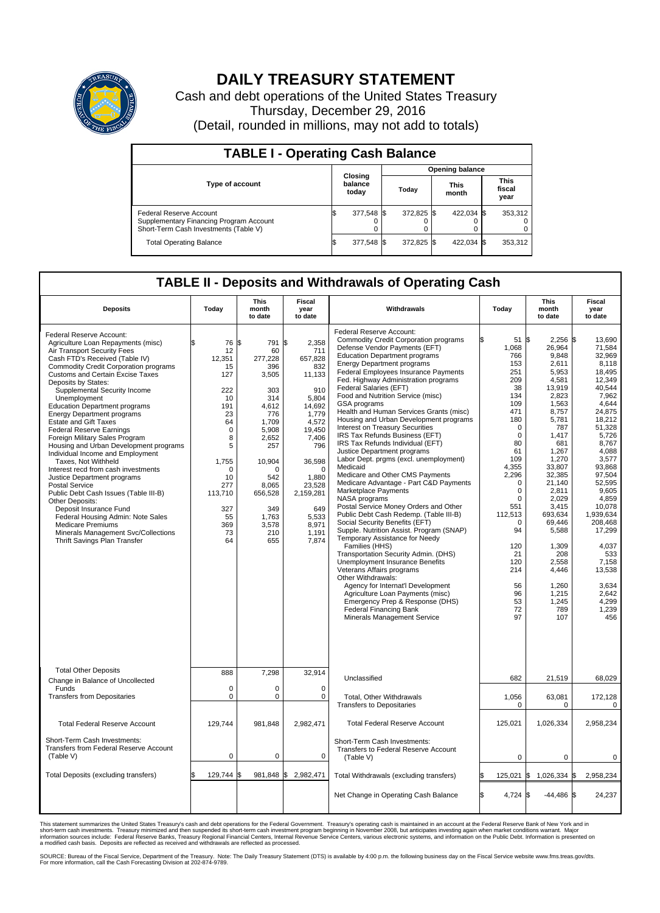# DAILY TREASURY STATEMENT

Cash and debt operations of the United States Treasury

Thursday, December 29, 2016

(Detail, rounded in millions, may not add to totals)

## TABLE I - Operating Cash Balance

| Type of account | Closing balance today | Opening balance Today | Opening balance This month | Opening balance This fiscal year |
|---|---|---|---|---|
| Federal Reserve Account | $ 377,548 | $ 372,825 | $ 422,034 | $ 353,312 |
| Supplementary Financing Program Account | 0 | 0 | 0 | 0 |
| Short-Term Cash Investments (Table V) | 0 | 0 | 0 | 0 |
| Total Operating Balance | $ 377,548 | $ 372,825 | $ 422,034 | $ 353,312 |

## TABLE II - Deposits and Withdrawals of Operating Cash

| Deposits | Today | This month to date | Fiscal year to date | Withdrawals | Today | This month to date | Fiscal year to date |
|---|---|---|---|---|---|---|---|
| Federal Reserve Account: | | | | Federal Reserve Account: | | | |
| Agriculture Loan Repayments (misc) | $ 76 | $ 791 | $ 2,358 | Commodity Credit Corporation programs | $ 51 | $ 2,256 | $ 13,690 |
| Air Transport Security Fees | 12 | 60 | 711 | Defense Vendor Payments (EFT) | 1,068 | 26,964 | 71,584 |
| Cash FTD's Received (Table IV) | 12,351 | 277,228 | 657,828 | Education Department programs | 766 | 9,848 | 32,969 |
| Commodity Credit Corporation programs | 15 | 396 | 832 | Energy Department programs | 153 | 2,611 | 8,118 |
| Customs and Certain Excise Taxes | 127 | 3,505 | 11,133 | Federal Employees Insurance Payments | 251 | 5,953 | 18,495 |
| Deposits by States: | | | | Fed. Highway Administration programs | 209 | 4,581 | 12,349 |
| Supplemental Security Income | 222 | 303 | 910 | Federal Salaries (EFT) | 38 | 13,919 | 40,544 |
| Unemployment | 10 | 314 | 5,804 | Food and Nutrition Service (misc) | 134 | 2,823 | 7,962 |
| Education Department programs | 191 | 4,612 | 14,692 | GSA programs | 109 | 1,563 | 4,644 |
| Energy Department programs | 23 | 776 | 1,779 | Health and Human Services Grants (misc) | 471 | 8,757 | 24,875 |
| Estate and Gift Taxes | 64 | 1,709 | 4,572 | Housing and Urban Development programs | 180 | 5,781 | 18,212 |
| Federal Reserve Earnings | 0 | 5,908 | 19,450 | Interest on Treasury Securities | 0 | 787 | 51,328 |
| Foreign Military Sales Program | 8 | 2,652 | 7,406 | IRS Tax Refunds Business (EFT) | 0 | 1,417 | 5,726 |
| Housing and Urban Development programs | 5 | 257 | 796 | IRS Tax Refunds Individual (EFT) | 80 | 681 | 8,767 |
| Individual Income and Employment Taxes, Not Withheld | 1,755 | 10,904 | 36,598 | Justice Department programs | 61 | 1,267 | 4,088 |
| Interest recd from cash investments | 0 | 0 | 0 | Labor Dept. prgms (excl. unemployment) | 109 | 1,270 | 3,577 |
| Justice Department programs | 10 | 542 | 1,880 | Medicaid | 4,355 | 33,807 | 93,868 |
| Postal Service | 277 | 8,065 | 23,528 | Medicare and Other CMS Payments | 2,296 | 32,385 | 97,504 |
| Public Debt Cash Issues (Table III-B) | 113,710 | 656,528 | 2,159,281 | Medicare Advantage - Part C&D Payments | 0 | 21,140 | 52,595 |
| Other Deposits: | | | | Marketplace Payments | 0 | 2,811 | 9,605 |
| Deposit Insurance Fund | 327 | 349 | 649 | NASA programs | 0 | 2,029 | 4,859 |
| Federal Housing Admin: Note Sales | 55 | 1,763 | 5,533 | Postal Service Money Orders and Other | 551 | 3,415 | 10,078 |
| Medicare Premiums | 369 | 3,578 | 8,971 | Public Debt Cash Redemp. (Table III-B) | 112,513 | 693,634 | 1,939,634 |
| Minerals Management Svc/Collections | 73 | 210 | 1,191 | Social Security Benefits (EFT) | 0 | 69,446 | 208,468 |
| Thrift Savings Plan Transfer | 64 | 655 | 7,874 | Supple. Nutrition Assist. Program (SNAP) | 94 | 5,588 | 17,299 |
| | | | | Temporary Assistance for Needy Families (HHS) | 120 | 1,309 | 4,037 |
| | | | | Transportation Security Admin. (DHS) | 21 | 208 | 533 |
| | | | | Unemployment Insurance Benefits | 120 | 2,558 | 7,158 |
| | | | | Veterans Affairs programs | 214 | 4,446 | 13,538 |
| | | | | Other Withdrawals: | | | |
| | | | | Agency for Internat'l Development | 56 | 1,260 | 3,634 |
| | | | | Agriculture Loan Payments (misc) | 96 | 1,215 | 2,642 |
| | | | | Emergency Prep & Response (DHS) | 53 | 1,245 | 4,299 |
| | | | | Federal Financing Bank | 72 | 789 | 1,239 |
| | | | | Minerals Management Service | 97 | 107 | 456 |
| Total Other Deposits | 888 | 7,298 | 32,914 | Unclassified | 682 | 21,519 | 68,029 |
| Change in Balance of Uncollected Funds | 0 | 0 | 0 | | | | |
| Transfers from Depositaries | 0 | 0 | 0 | Total, Other Withdrawals | 1,056 | 63,081 | 172,128 |
| | | | | Transfers to Depositaries | 0 | 0 | 0 |
| Total Federal Reserve Account | 129,744 | 981,848 | 2,982,471 | Total Federal Reserve Account | 125,021 | 1,026,334 | 2,958,234 |
| Short-Term Cash Investments: Transfers from Federal Reserve Account (Table V) | 0 | 0 | 0 | Short-Term Cash Investments: Transfers to Federal Reserve Account (Table V) | 0 | 0 | 0 |
| Total Deposits (excluding transfers) | $ 129,744 | $ 981,848 | $ 2,982,471 | Total Withdrawals (excluding transfers) | $ 125,021 | $ 1,026,334 | $ 2,958,234 |
| | | | | Net Change in Operating Cash Balance | $ 4,724 | $ -44,486 | $ 24,237 |

This statement summarizes the United States Treasury's cash and debt operations for the Federal Government. Treasury's operating cash is maintained in an account at the Federal Reserve Bank of New York and in short-term cash investments. Treasury minimized and then suspended its short-term cash investment program beginning in November 2008, but anticipates investing again when market conditions warrant. Major information sources include: Federal Reserve Banks, Treasury Regional Financial Centers, Internal Revenue Service Centers, various electronic systems, and information on the Public Debt. Information is presented on a modified cash basis. Deposits are reflected as received and withdrawals are reflected as processed.

SOURCE: Bureau of the Fiscal Service, Department of the Treasury. Note: The Daily Treasury Statement (DTS) is available by 4:00 p.m. the following business day on the Fiscal Service website www.fms.treas.gov/dts. For more information, call the Cash Forecasting Division at 202-874-9789.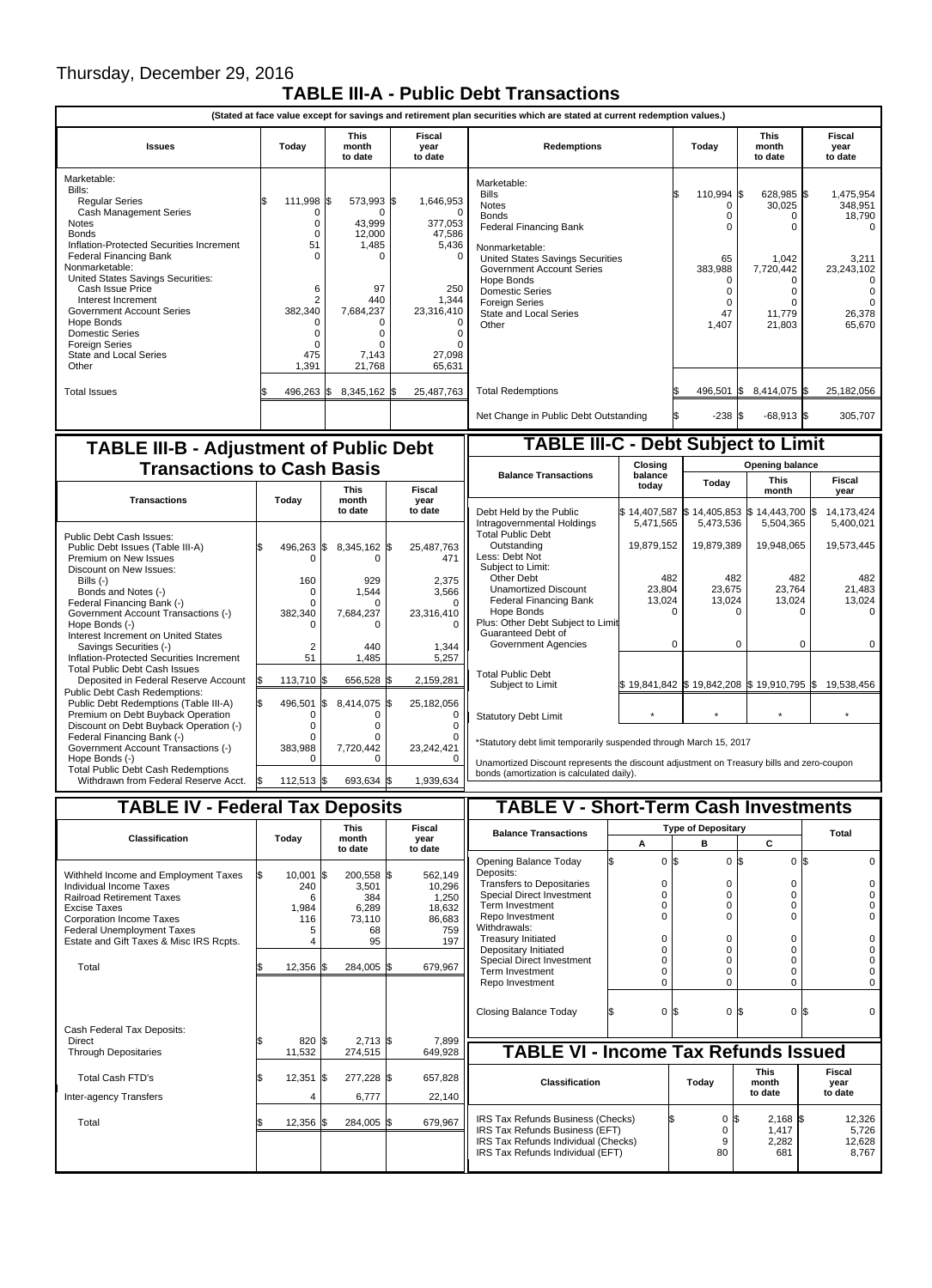Thursday, December 29, 2016

# TABLE III-A - Public Debt Transactions

(Stated at face value except for savings and retirement plan securities which are stated at current redemption values.)

| Issues | Today | This month to date | Fiscal year to date |
|---|---|---|---|
| Marketable: | | | |
| Bills: | | | |
| Regular Series | $ 111,998 | $ 573,993 | $ 1,646,953 |
| Cash Management Series | 0 | 0 | 0 |
| Notes | 0 | 43,999 | 377,053 |
| Bonds | 0 | 12,000 | 47,586 |
| Inflation-Protected Securities Increment | 51 | 1,485 | 5,436 |
| Federal Financing Bank | 0 | 0 | 0 |
| Nonmarketable: | | | |
| United States Savings Securities: | | | |
| Cash Issue Price | 6 | 97 | 250 |
| Interest Increment | 2 | 440 | 1,344 |
| Government Account Series | 382,340 | 7,684,237 | 23,316,410 |
| Hope Bonds | 0 | 0 | 0 |
| Domestic Series | 0 | 0 | 0 |
| Foreign Series | 0 | 0 | 0 |
| State and Local Series | 475 | 7,143 | 27,098 |
| Other | 1,391 | 21,768 | 65,631 |
| Total Issues | $ 496,263 | $ 8,345,162 | $ 25,487,763 |

| Redemptions | Today | This month to date | Fiscal year to date |
|---|---|---|---|
| Marketable: | | | |
| Bills | $ 110,994 | $ 628,985 | $ 1,475,954 |
| Notes | 0 | 30,025 | 348,951 |
| Bonds | 0 | 0 | 18,790 |
| Federal Financing Bank | 0 | 0 | 0 |
| Nonmarketable: | | | |
| United States Savings Securities | 65 | 1,042 | 3,211 |
| Government Account Series | 383,988 | 7,720,442 | 23,243,102 |
| Hope Bonds | 0 | 0 | 0 |
| Domestic Series | 0 | 0 | 0 |
| Foreign Series | 0 | 0 | 0 |
| State and Local Series | 47 | 11,779 | 26,378 |
| Other | 1,407 | 21,803 | 65,670 |
| Total Redemptions | $ 496,501 | $ 8,414,075 | $ 25,182,056 |
| Net Change in Public Debt Outstanding | $ -238 | $ -68,913 | $ 305,707 |

# TABLE III-B - Adjustment of Public Debt Transactions to Cash Basis

| Transactions | Today | This month to date | Fiscal year to date |
|---|---|---|---|
| Public Debt Cash Issues: | | | |
| Public Debt Issues (Table III-A) | $ 496,263 | $ 8,345,162 | $ 25,487,763 |
| Premium on New Issues | 0 | 0 | 471 |
| Discount on New Issues: | | | |
| Bills (-) | 160 | 929 | 2,375 |
| Bonds and Notes (-) | 0 | 1,544 | 3,566 |
| Federal Financing Bank (-) | 0 | 0 | 0 |
| Government Account Transactions (-) | 382,340 | 7,684,237 | 23,316,410 |
| Hope Bonds (-) | 0 | 0 | 0 |
| Interest Increment on United States Savings Securities (-) | 2 | 440 | 1,344 |
| Inflation-Protected Securities Increment | 51 | 1,485 | 5,257 |
| Total Public Debt Cash Issues Deposited in Federal Reserve Account | $ 113,710 | $ 656,528 | $ 2,159,281 |
| Public Debt Cash Redemptions: | | | |
| Public Debt Redemptions (Table III-A) | $ 496,501 | $ 8,414,075 | $ 25,182,056 |
| Premium on Debt Buyback Operation | 0 | 0 | 0 |
| Discount on Debt Buyback Operation (-) | 0 | 0 | 0 |
| Federal Financing Bank (-) | 0 | 0 | 0 |
| Government Account Transactions (-) | 383,988 | 7,720,442 | 23,242,421 |
| Hope Bonds (-) | 0 | 0 | 0 |
| Total Public Debt Cash Redemptions Withdrawn from Federal Reserve Acct. | $ 112,513 | $ 693,634 | $ 1,939,634 |

# TABLE III-C - Debt Subject to Limit

| Balance Transactions | Closing balance today | Opening balance Today | Opening balance This month | Opening balance Fiscal year |
|---|---|---|---|---|
| Debt Held by the Public | $ 14,407,587 | $ 14,405,853 | $ 14,443,700 | $ 14,173,424 |
| Intragovernmental Holdings | 5,471,565 | 5,473,536 | 5,504,365 | 5,400,021 |
| Total Public Debt Outstanding | 19,879,152 | 19,879,389 | 19,948,065 | 19,573,445 |
| Less: Debt Not Subject to Limit: | | | | |
| Other Debt | 482 | 482 | 482 | 482 |
| Unamortized Discount | 23,804 | 23,675 | 23,764 | 21,483 |
| Federal Financing Bank | 13,024 | 13,024 | 13,024 | 13,024 |
| Hope Bonds | 0 | 0 | 0 | 0 |
| Plus: Other Debt Subject to Limit | | | | |
| Guaranteed Debt of Government Agencies | 0 | 0 | 0 | 0 |
| Total Public Debt Subject to Limit | $ 19,841,842 | $ 19,842,208 | $ 19,910,795 | $ 19,538,456 |
| Statutory Debt Limit | * | * | * | * |

*Statutory debt limit temporarily suspended through March 15, 2017

Unamortized Discount represents the discount adjustment on Treasury bills and zero-coupon bonds (amortization is calculated daily).

# TABLE IV - Federal Tax Deposits

| Classification | Today | This month to date | Fiscal year to date |
|---|---|---|---|
| Withheld Income and Employment Taxes | $ 10,001 | $ 200,558 | $ 562,149 |
| Individual Income Taxes | 240 | 3,501 | 10,296 |
| Railroad Retirement Taxes | 6 | 384 | 1,250 |
| Excise Taxes | 1,984 | 6,289 | 18,632 |
| Corporation Income Taxes | 116 | 73,110 | 86,683 |
| Federal Unemployment Taxes | 5 | 68 | 759 |
| Estate and Gift Taxes & Misc IRS Rcpts. | 4 | 95 | 197 |
| Total | $ 12,356 | $ 284,005 | $ 679,967 |
| Cash Federal Tax Deposits: | | | |
| Direct | $ 820 | $ 2,713 | $ 7,899 |
| Through Depositaries | 11,532 | 274,515 | 649,928 |
| Total Cash FTD's | $ 12,351 | $ 277,228 | $ 657,828 |
| Inter-agency Transfers | 4 | 6,777 | 22,140 |
| Total | $ 12,356 | $ 284,005 | $ 679,967 |

# TABLE V - Short-Term Cash Investments

| Balance Transactions | Type of Depositary A | B | C | Total |
|---|---|---|---|---|
| Opening Balance Today | $ 0 | $ 0 | $ 0 | $ 0 |
| Deposits: | | | | |
| Transfers to Depositaries | 0 | 0 | 0 | 0 |
| Special Direct Investment | 0 | 0 | 0 | 0 |
| Term Investment | 0 | 0 | 0 | 0 |
| Repo Investment | 0 | 0 | 0 | 0 |
| Withdrawals: | | | | |
| Treasury Initiated | 0 | 0 | 0 | 0 |
| Depositary Initiated | 0 | 0 | 0 | 0 |
| Special Direct Investment | 0 | 0 | 0 | 0 |
| Term Investment | 0 | 0 | 0 | 0 |
| Repo Investment | 0 | 0 | 0 | 0 |
| Closing Balance Today | $ 0 | $ 0 | $ 0 | $ 0 |

# TABLE VI - Income Tax Refunds Issued

| Classification | Today | This month to date | Fiscal year to date |
|---|---|---|---|
| IRS Tax Refunds Business (Checks) | $ 0 | $ 2,168 | $ 12,326 |
| IRS Tax Refunds Business (EFT) | 0 | 1,417 | 5,726 |
| IRS Tax Refunds Individual (Checks) | 9 | 2,282 | 12,628 |
| IRS Tax Refunds Individual (EFT) | 80 | 681 | 8,767 |